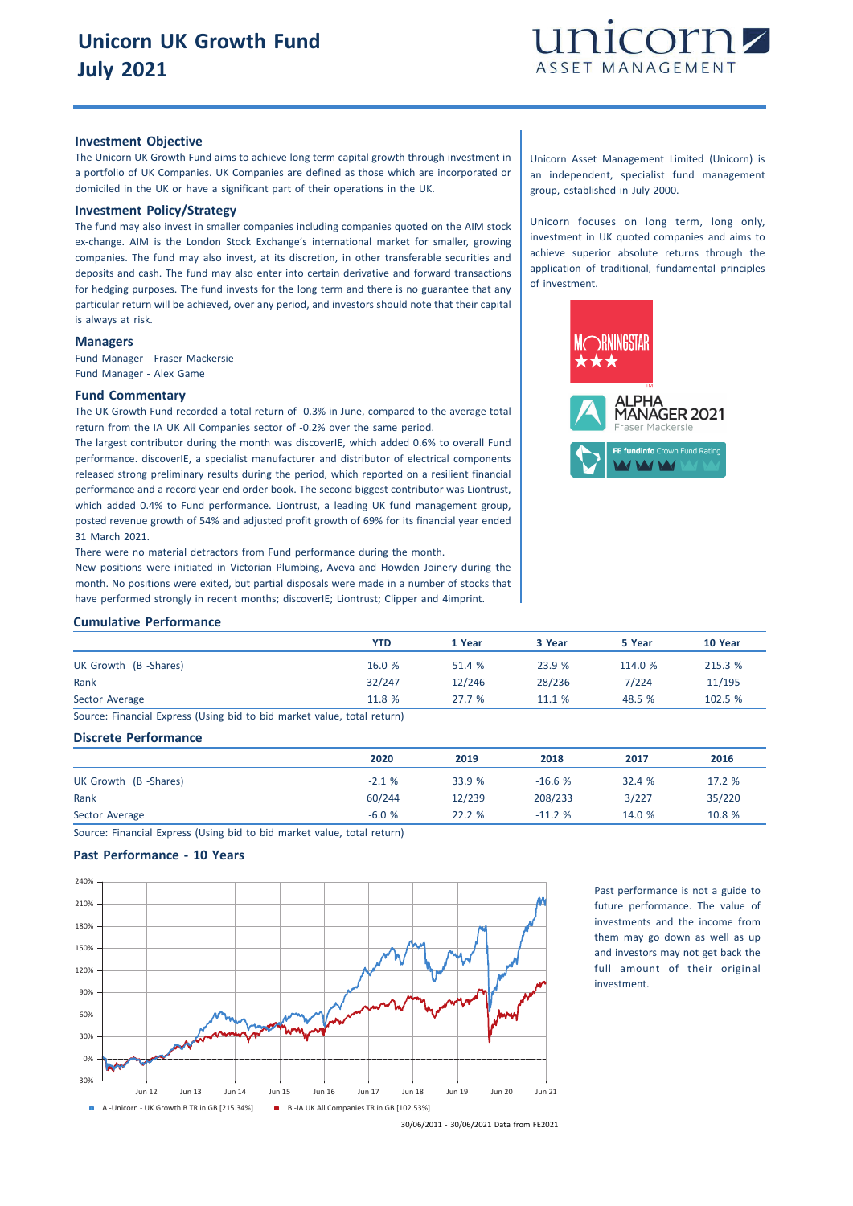# Unicorn UK Growth Fund
# July 2021

unicorn ASSET MANAGEMENT

## Investment Objective

The Unicorn UK Growth Fund aims to achieve long term capital growth through investment in a portfolio of UK Companies. UK Companies are defined as those which are incorporated or domiciled in the UK or have a significant part of their operations in the UK.

## Investment Policy/Strategy

The fund may also invest in smaller companies including companies quoted on the AIM stock ex-change. AIM is the London Stock Exchange's international market for smaller, growing companies. The fund may also invest, at its discretion, in other transferable securities and deposits and cash. The fund may also enter into certain derivative and forward transactions for hedging purposes. The fund invests for the long term and there is no guarantee that any particular return will be achieved, over any period, and investors should note that their capital is always at risk.

## Managers

Fund Manager - Fraser Mackersie
Fund Manager - Alex Game

## Fund Commentary

The UK Growth Fund recorded a total return of -0.3% in June, compared to the average total return from the IA UK All Companies sector of -0.2% over the same period.

The largest contributor during the month was discoverIE, which added 0.6% to overall Fund performance. discoverIE, a specialist manufacturer and distributor of electrical components released strong preliminary results during the period, which reported on a resilient financial performance and a record year end order book. The second biggest contributor was Liontrust, which added 0.4% to Fund performance. Liontrust, a leading UK fund management group, posted revenue growth of 54% and adjusted profit growth of 69% for its financial year ended 31 March 2021.

There were no material detractors from Fund performance during the month.

New positions were initiated in Victorian Plumbing, Aveva and Howden Joinery during the month. No positions were exited, but partial disposals were made in a number of stocks that have performed strongly in recent months; discoverIE; Liontrust; Clipper and 4imprint.

Unicorn Asset Management Limited (Unicorn) is an independent, specialist fund management group, established in July 2000.

Unicorn focuses on long term, long only, investment in UK quoted companies and aims to achieve superior absolute returns through the application of traditional, fundamental principles of investment.

MORNINGSTAR ★★★

ALPHA MANAGER 2021 Fraser Mackersie

FE fundinfo Crown Fund Rating

## Cumulative Performance

| | YTD | 1 Year | 3 Year | 5 Year | 10 Year |
|---|---|---|---|---|---|
| UK Growth (B -Shares) | 16.0 % | 51.4 % | 23.9 % | 114.0 % | 215.3 % |
| Rank | 32/247 | 12/246 | 28/236 | 7/224 | 11/195 |
| Sector Average | 11.8 % | 27.7 % | 11.1 % | 48.5 % | 102.5 % |

Source: Financial Express (Using bid to bid market value, total return)

## Discrete Performance

| | 2020 | 2019 | 2018 | 2017 | 2016 |
|---|---|---|---|---|---|
| UK Growth (B -Shares) | -2.1 % | 33.9 % | -16.6 % | 32.4 % | 17.2 % |
| Rank | 60/244 | 12/239 | 208/233 | 3/227 | 35/220 |
| Sector Average | -6.0 % | 22.2 % | -11.2 % | 14.0 % | 10.8 % |

Source: Financial Express (Using bid to bid market value, total return)

## Past Performance - 10 Years

A -Unicorn - UK Growth B TR in GB [215.34%]    B -IA UK All Companies TR in GB [102.53%]

30/06/2011 - 30/06/2021 Data from FE2021

Past performance is not a guide to future performance. The value of investments and the income from them may go down as well as up and investors may not get back the full amount of their original investment.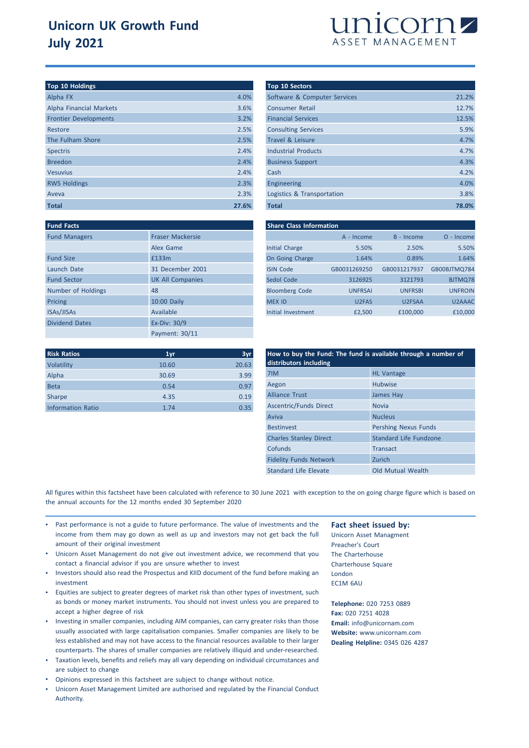# Unicorn UK Growth Fund
# July 2021

| Top 10 Holdings | |
|---|---|
| Alpha FX | 4.0% |
| Alpha Financial Markets | 3.6% |
| Frontier Developments | 3.2% |
| Restore | 2.5% |
| The Fulham Shore | 2.5% |
| Spectris | 2.4% |
| Breedon | 2.4% |
| Vesuvius | 2.4% |
| RWS Holdings | 2.3% |
| Aveva | 2.3% |
| **Total** | **27.6%** |

| Top 10 Sectors | |
|---|---|
| Software & Computer Services | 21.2% |
| Consumer Retail | 12.7% |
| Financial Services | 12.5% |
| Consulting Services | 5.9% |
| Travel & Leisure | 4.7% |
| Industrial Products | 4.7% |
| Business Support | 4.3% |
| Cash | 4.2% |
| Engineering | 4.0% |
| Logistics & Transportation | 3.8% |
| **Total** | **78.0%** |

| Fund Facts | |
|---|---|
| Fund Managers | Fraser Mackersie |
| | Alex Game |
| Fund Size | £133m |
| Launch Date | 31 December 2001 |
| Fund Sector | UK All Companies |
| Number of Holdings | 48 |
| Pricing | 10:00 Daily |
| ISAs/JISAs | Available |
| Dividend Dates | Ex-Div: 30/9 |
| | Payment: 30/11 |

| Share Class Information | A - Income | B - Income | O - Income |
|---|---|---|---|
| Initial Charge | 5.50% | 2.50% | 5.50% |
| On Going Charge | 1.64% | 0.89% | 1.64% |
| ISIN Code | GB0031269250 | GB0031217937 | GB00BJTMQ784 |
| Sedol Code | 3126925 | 3121793 | BJTMQ78 |
| Bloomberg Code | UNFRSAI | UNFRSBI | UNFROIN |
| MEX ID | U2FAS | U2FSAA | U2AAAC |
| Initial Investment | £2,500 | £100,000 | £10,000 |

| Risk Ratios | 1yr | 3yr |
|---|---|---|
| Volatility | 10.60 | 20.63 |
| Alpha | 30.69 | 3.99 |
| Beta | 0.54 | 0.97 |
| Sharpe | 4.35 | 0.19 |
| Information Ratio | 1.74 | 0.35 |

| How to buy the Fund: The fund is available through a number of distributors including | |
|---|---|
| 7IM | HL Vantage |
| Aegon | Hubwise |
| Alliance Trust | James Hay |
| Ascentric/Funds Direct | Novia |
| Aviva | Nucleus |
| Bestinvest | Pershing Nexus Funds |
| Charles Stanley Direct | Standard Life Fundzone |
| Cofunds | Transact |
| Fidelity Funds Network | Zurich |
| Standard Life Elevate | Old Mutual Wealth |

All figures within this factsheet have been calculated with reference to 30 June 2021 with exception to the on going charge figure which is based on the annual accounts for the 12 months ended 30 September 2020

- Past performance is not a guide to future performance. The value of investments and the income from them may go down as well as up and investors may not get back the full amount of their original investment
- Unicorn Asset Management do not give out investment advice, we recommend that you contact a financial advisor if you are unsure whether to invest
- Investors should also read the Prospectus and KIID document of the fund before making an investment
- Equities are subject to greater degrees of market risk than other types of investment, such as bonds or money market instruments. You should not invest unless you are prepared to accept a higher degree of risk
- Investing in smaller companies, including AIM companies, can carry greater risks than those usually associated with large capitalisation companies. Smaller companies are likely to be less established and may not have access to the financial resources available to their larger counterparts. The shares of smaller companies are relatively illiquid and under-researched.
- Taxation levels, benefits and reliefs may all vary depending on individual circumstances and are subject to change
- Opinions expressed in this factsheet are subject to change without notice.
- Unicorn Asset Management Limited are authorised and regulated by the Financial Conduct Authority.

**Fact sheet issued by:**

Unicorn Asset Managment
Preacher's Court
The Charterhouse
Charterhouse Square
London
EC1M 6AU

**Telephone:** 020 7253 0889
**Fax:** 020 7251 4028
**Email:** info@unicornam.com
**Website:** www.unicornam.com
**Dealing Helpline:** 0345 026 4287